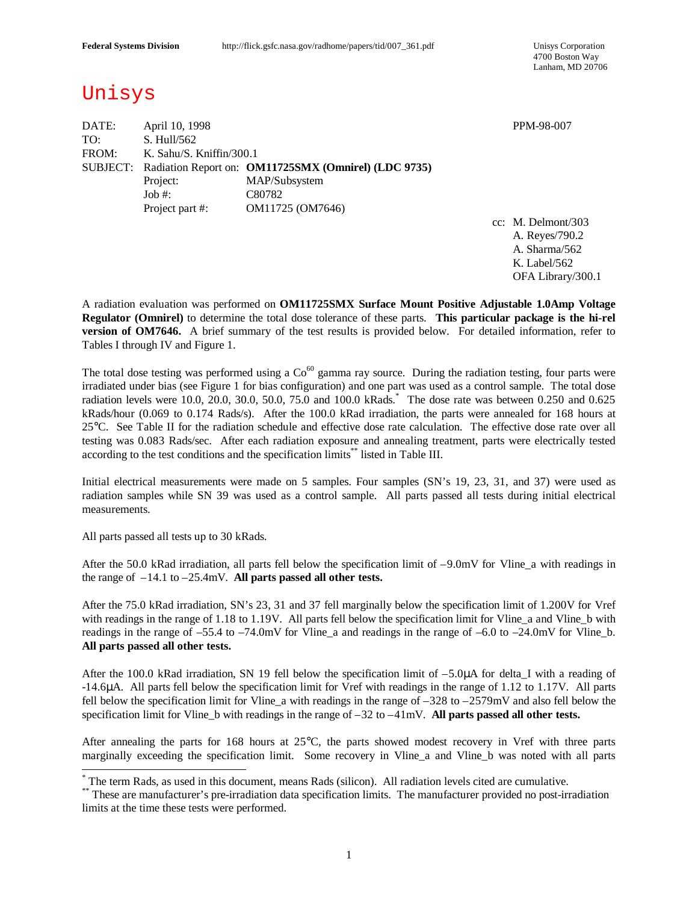Federal Systems Division http://flick.gsfc.nasa.gov/radhome/papers/tid/007_361.pdf

Unisys Corporation
4700 Boston Way
Lanham, MD 20706

# Unisys

DATE: April 10, 1998 PPM-98-007

TO: S. Hull/562

FROM: K. Sahu/S. Kniffin/300.1

SUBJECT: Radiation Report on: **OM11725SMX (Omnirel) (LDC 9735)**

Project: MAP/Subsystem

Job #: C80782

Project part #: OM11725 (OM7646)

cc: M. Delmont/303
A. Reyes/790.2
A. Sharma/562
K. Label/562
OFA Library/300.1

A radiation evaluation was performed on **OM11725SMX Surface Mount Positive Adjustable 1.0Amp Voltage Regulator (Omnirel)** to determine the total dose tolerance of these parts. **This particular package is the hi-rel version of OM7646.** A brief summary of the test results is provided below. For detailed information, refer to Tables I through IV and Figure 1.

The total dose testing was performed using a $Co^{60}$ gamma ray source. During the radiation testing, four parts were irradiated under bias (see Figure 1 for bias configuration) and one part was used as a control sample. The total dose radiation levels were 10.0, 20.0, 30.0, 50.0, 75.0 and 100.0 kRads.* The dose rate was between 0.250 and 0.625 kRads/hour (0.069 to 0.174 Rads/s). After the 100.0 kRad irradiation, the parts were annealed for 168 hours at 25°C. See Table II for the radiation schedule and effective dose rate calculation. The effective dose rate over all testing was 0.083 Rads/sec. After each radiation exposure and annealing treatment, parts were electrically tested according to the test conditions and the specification limits** listed in Table III.

Initial electrical measurements were made on 5 samples. Four samples (SN's 19, 23, 31, and 37) were used as radiation samples while SN 39 was used as a control sample. All parts passed all tests during initial electrical measurements.

All parts passed all tests up to 30 kRads.

After the 50.0 kRad irradiation, all parts fell below the specification limit of –9.0mV for Vline_a with readings in the range of –14.1 to –25.4mV. **All parts passed all other tests.**

After the 75.0 kRad irradiation, SN's 23, 31 and 37 fell marginally below the specification limit of 1.200V for Vref with readings in the range of 1.18 to 1.19V. All parts fell below the specification limit for Vline_a and Vline_b with readings in the range of –55.4 to –74.0mV for Vline_a and readings in the range of –6.0 to –24.0mV for Vline_b. **All parts passed all other tests.**

After the 100.0 kRad irradiation, SN 19 fell below the specification limit of –5.0μA for delta_I with a reading of -14.6μA. All parts fell below the specification limit for Vref with readings in the range of 1.12 to 1.17V. All parts fell below the specification limit for Vline_a with readings in the range of –328 to –2579mV and also fell below the specification limit for Vline_b with readings in the range of –32 to –41mV. **All parts passed all other tests.**

After annealing the parts for 168 hours at 25°C, the parts showed modest recovery in Vref with three parts marginally exceeding the specification limit. Some recovery in Vline_a and Vline_b was noted with all parts

* The term Rads, as used in this document, means Rads (silicon). All radiation levels cited are cumulative.

** These are manufacturer's pre-irradiation data specification limits. The manufacturer provided no post-irradiation limits at the time these tests were performed.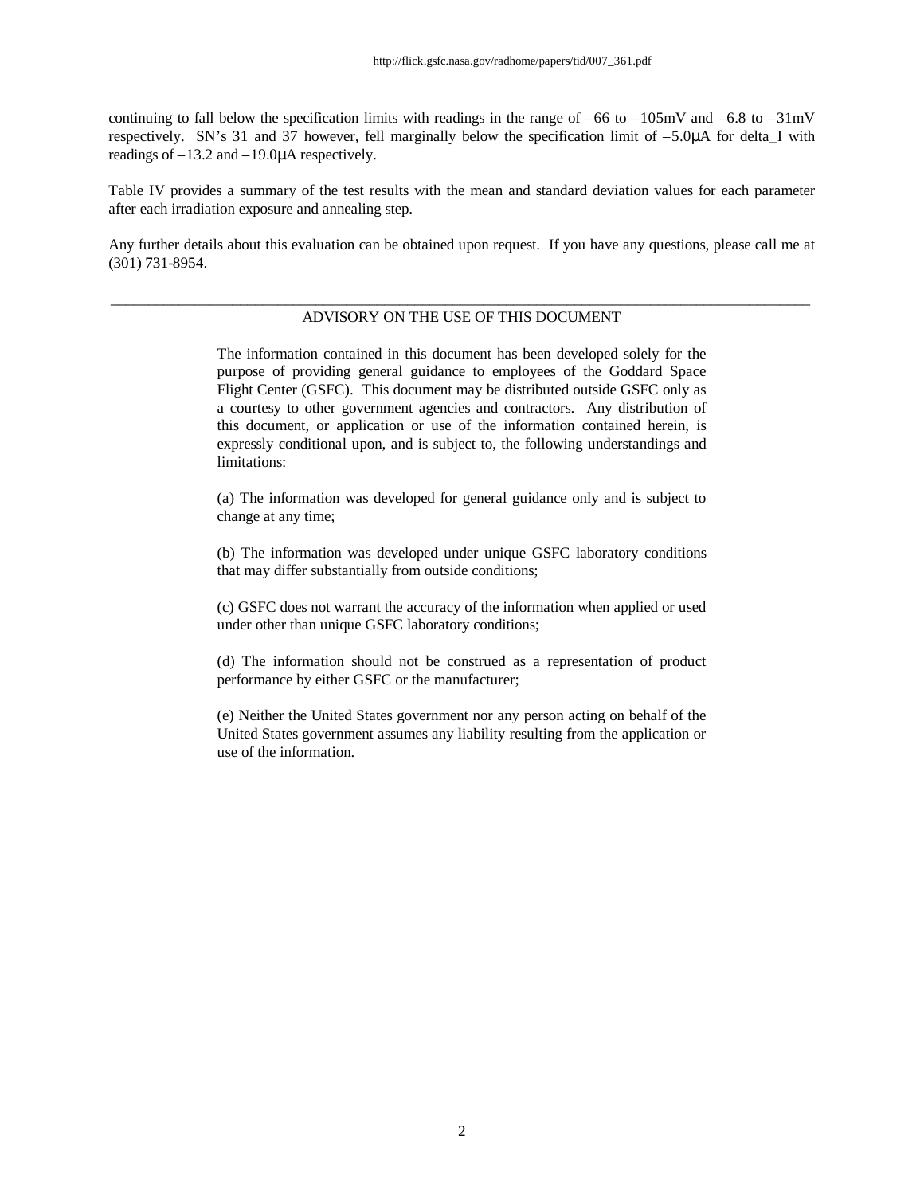continuing to fall below the specification limits with readings in the range of –66 to –105mV and –6.8 to –31mV respectively. SN's 31 and 37 however, fell marginally below the specification limit of –5.0μA for delta_I with readings of –13.2 and –19.0μA respectively.

Table IV provides a summary of the test results with the mean and standard deviation values for each parameter after each irradiation exposure and annealing step.

Any further details about this evaluation can be obtained upon request. If you have any questions, please call me at (301) 731-8954.

---

ADVISORY ON THE USE OF THIS DOCUMENT

The information contained in this document has been developed solely for the purpose of providing general guidance to employees of the Goddard Space Flight Center (GSFC). This document may be distributed outside GSFC only as a courtesy to other government agencies and contractors. Any distribution of this document, or application or use of the information contained herein, is expressly conditional upon, and is subject to, the following understandings and limitations:

(a) The information was developed for general guidance only and is subject to change at any time;

(b) The information was developed under unique GSFC laboratory conditions that may differ substantially from outside conditions;

(c) GSFC does not warrant the accuracy of the information when applied or used under other than unique GSFC laboratory conditions;

(d) The information should not be construed as a representation of product performance by either GSFC or the manufacturer;

(e) Neither the United States government nor any person acting on behalf of the United States government assumes any liability resulting from the application or use of the information.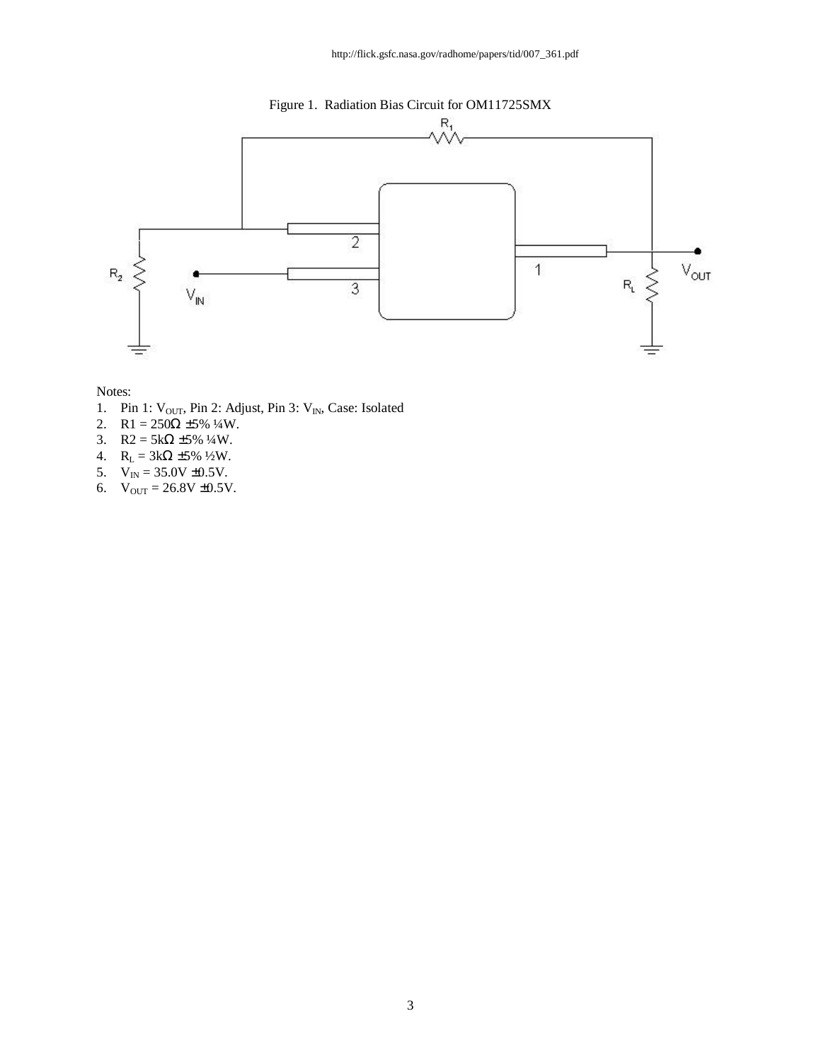http://flick.gsfc.nasa.gov/radhome/papers/tid/007_361.pdf

Figure 1. Radiation Bias Circuit for OM11725SMX

Notes:

1. Pin 1: $V_{OUT}$, Pin 2: Adjust, Pin 3: $V_{IN}$, Case: Isolated
2. R1 = 250Ω ±5% ¼W.
3. R2 = 5kΩ ±5% ¼W.
4. $R_L$ = 3kΩ ±5% ½W.
5. $V_{IN}$ = 35.0V ±0.5V.
6. $V_{OUT}$ = 26.8V ±0.5V.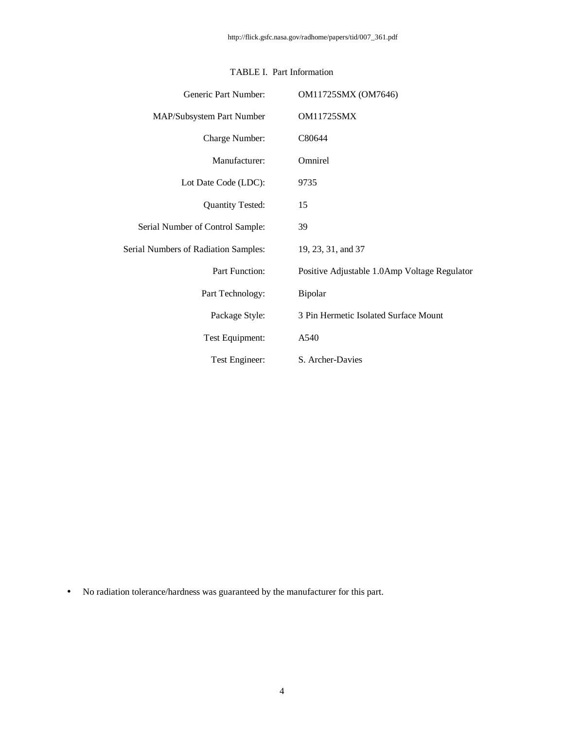http://flick.gsfc.nasa.gov/radhome/papers/tid/007_361.pdf

TABLE I. Part Information

| | |
|---|---|
| Generic Part Number: | OM11725SMX (OM7646) |
| MAP/Subsystem Part Number | OM11725SMX |
| Charge Number: | C80644 |
| Manufacturer: | Omnirel |
| Lot Date Code (LDC): | 9735 |
| Quantity Tested: | 15 |
| Serial Number of Control Sample: | 39 |
| Serial Numbers of Radiation Samples: | 19, 23, 31, and 37 |
| Part Function: | Positive Adjustable 1.0Amp Voltage Regulator |
| Part Technology: | Bipolar |
| Package Style: | 3 Pin Hermetic Isolated Surface Mount |
| Test Equipment: | A540 |
| Test Engineer: | S. Archer-Davies |

- No radiation tolerance/hardness was guaranteed by the manufacturer for this part.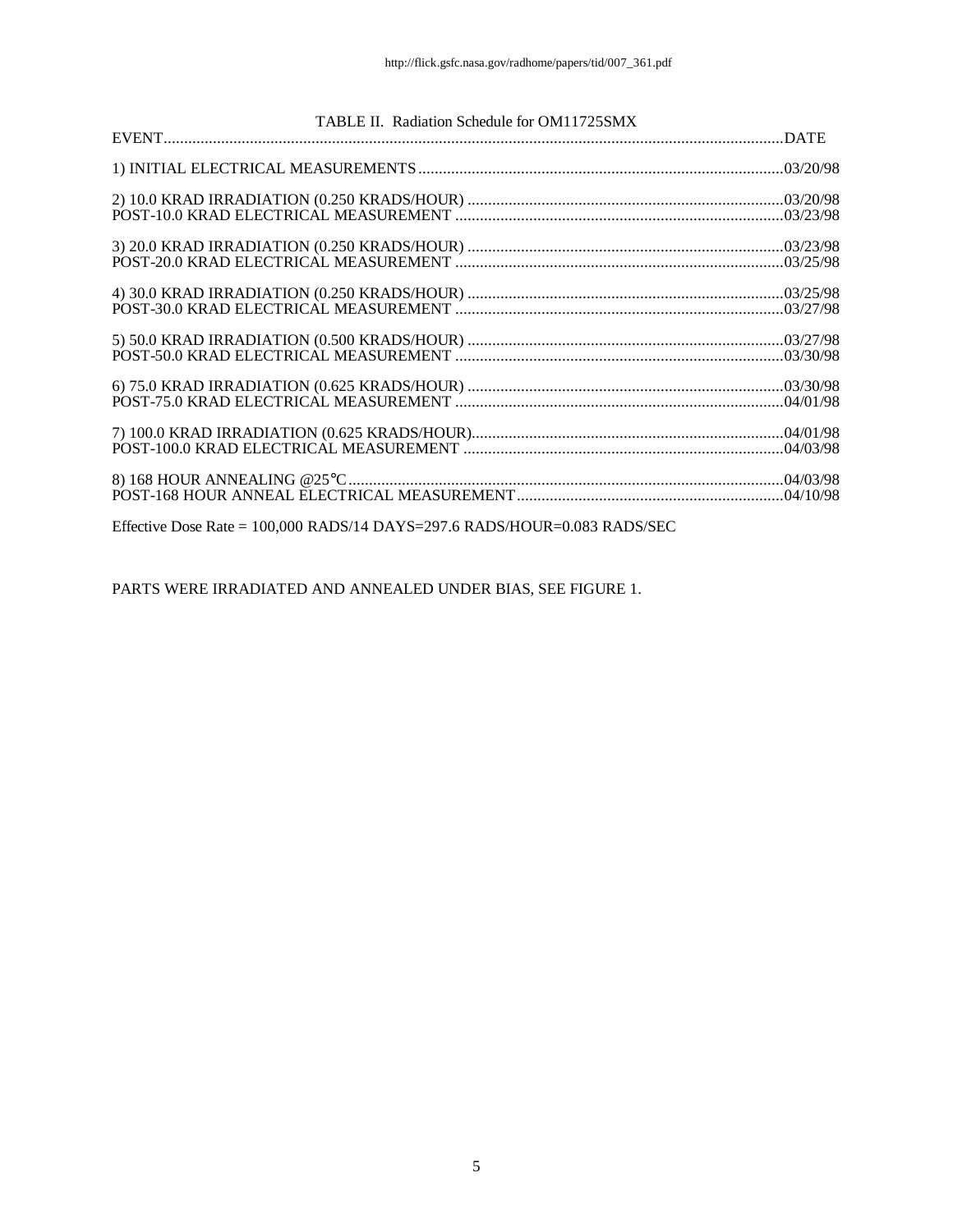TABLE II. Radiation Schedule for OM11725SMX

| EVENT | DATE |
|---|---|
| 1) INITIAL ELECTRICAL MEASUREMENTS | 03/20/98 |
| 2) 10.0 KRAD IRRADIATION (0.250 KRADS/HOUR) | 03/20/98 |
| POST-10.0 KRAD ELECTRICAL MEASUREMENT | 03/23/98 |
| 3) 20.0 KRAD IRRADIATION (0.250 KRADS/HOUR) | 03/23/98 |
| POST-20.0 KRAD ELECTRICAL MEASUREMENT | 03/25/98 |
| 4) 30.0 KRAD IRRADIATION (0.250 KRADS/HOUR) | 03/25/98 |
| POST-30.0 KRAD ELECTRICAL MEASUREMENT | 03/27/98 |
| 5) 50.0 KRAD IRRADIATION (0.500 KRADS/HOUR) | 03/27/98 |
| POST-50.0 KRAD ELECTRICAL MEASUREMENT | 03/30/98 |
| 6) 75.0 KRAD IRRADIATION (0.625 KRADS/HOUR) | 03/30/98 |
| POST-75.0 KRAD ELECTRICAL MEASUREMENT | 04/01/98 |
| 7) 100.0 KRAD IRRADIATION (0.625 KRADS/HOUR) | 04/01/98 |
| POST-100.0 KRAD ELECTRICAL MEASUREMENT | 04/03/98 |
| 8) 168 HOUR ANNEALING @25°C | 04/03/98 |
| POST-168 HOUR ANNEAL ELECTRICAL MEASUREMENT | 04/10/98 |

Effective Dose Rate = 100,000 RADS/14 DAYS=297.6 RADS/HOUR=0.083 RADS/SEC

PARTS WERE IRRADIATED AND ANNEALED UNDER BIAS, SEE FIGURE 1.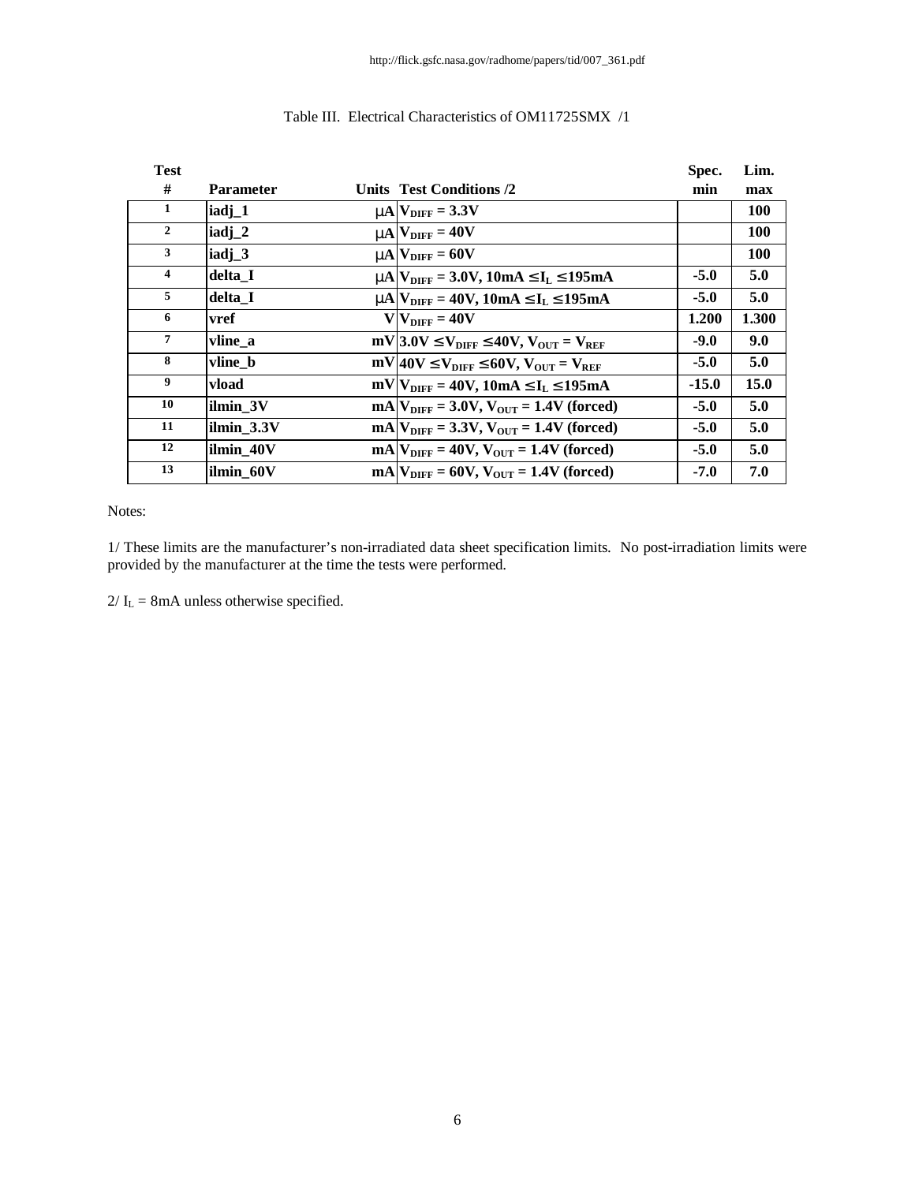http://flick.gsfc.nasa.gov/radhome/papers/tid/007_361.pdf

Table III. Electrical Characteristics of OM11725SMX /1

| Test # | Parameter | Units | Test Conditions /2 | Spec. Lim. min | max |
|---|---|---|---|---|---|
| 1 | iadj_1 | μA | $V_{DIFF}$ = 3.3V | | 100 |
| 2 | iadj_2 | μA | $V_{DIFF}$ = 40V | | 100 |
| 3 | iadj_3 | μA | $V_{DIFF}$ = 60V | | 100 |
| 4 | delta_I | μA | $V_{DIFF}$ = 3.0V, 10mA ≤ $I_L$ ≤ 195mA | -5.0 | 5.0 |
| 5 | delta_I | μA | $V_{DIFF}$ = 40V, 10mA ≤ $I_L$ ≤ 195mA | -5.0 | 5.0 |
| 6 | vref | V | $V_{DIFF}$ = 40V | 1.200 | 1.300 |
| 7 | vline_a | mV | 3.0V ≤ $V_{DIFF}$ ≤ 40V, $V_{OUT}$ = $V_{REF}$ | -9.0 | 9.0 |
| 8 | vline_b | mV | 40V ≤ $V_{DIFF}$ ≤ 60V, $V_{OUT}$ = $V_{REF}$ | -5.0 | 5.0 |
| 9 | vload | mV | $V_{DIFF}$ = 40V, 10mA ≤ $I_L$ ≤ 195mA | -15.0 | 15.0 |
| 10 | ilmin_3V | mA | $V_{DIFF}$ = 3.0V, $V_{OUT}$ = 1.4V (forced) | -5.0 | 5.0 |
| 11 | ilmin_3.3V | mA | $V_{DIFF}$ = 3.3V, $V_{OUT}$ = 1.4V (forced) | -5.0 | 5.0 |
| 12 | ilmin_40V | mA | $V_{DIFF}$ = 40V, $V_{OUT}$ = 1.4V (forced) | -5.0 | 5.0 |
| 13 | ilmin_60V | mA | $V_{DIFF}$ = 60V, $V_{OUT}$ = 1.4V (forced) | -7.0 | 7.0 |

Notes:

1/ These limits are the manufacturer's non-irradiated data sheet specification limits. No post-irradiation limits were provided by the manufacturer at the time the tests were performed.

2/ $I_L$ = 8mA unless otherwise specified.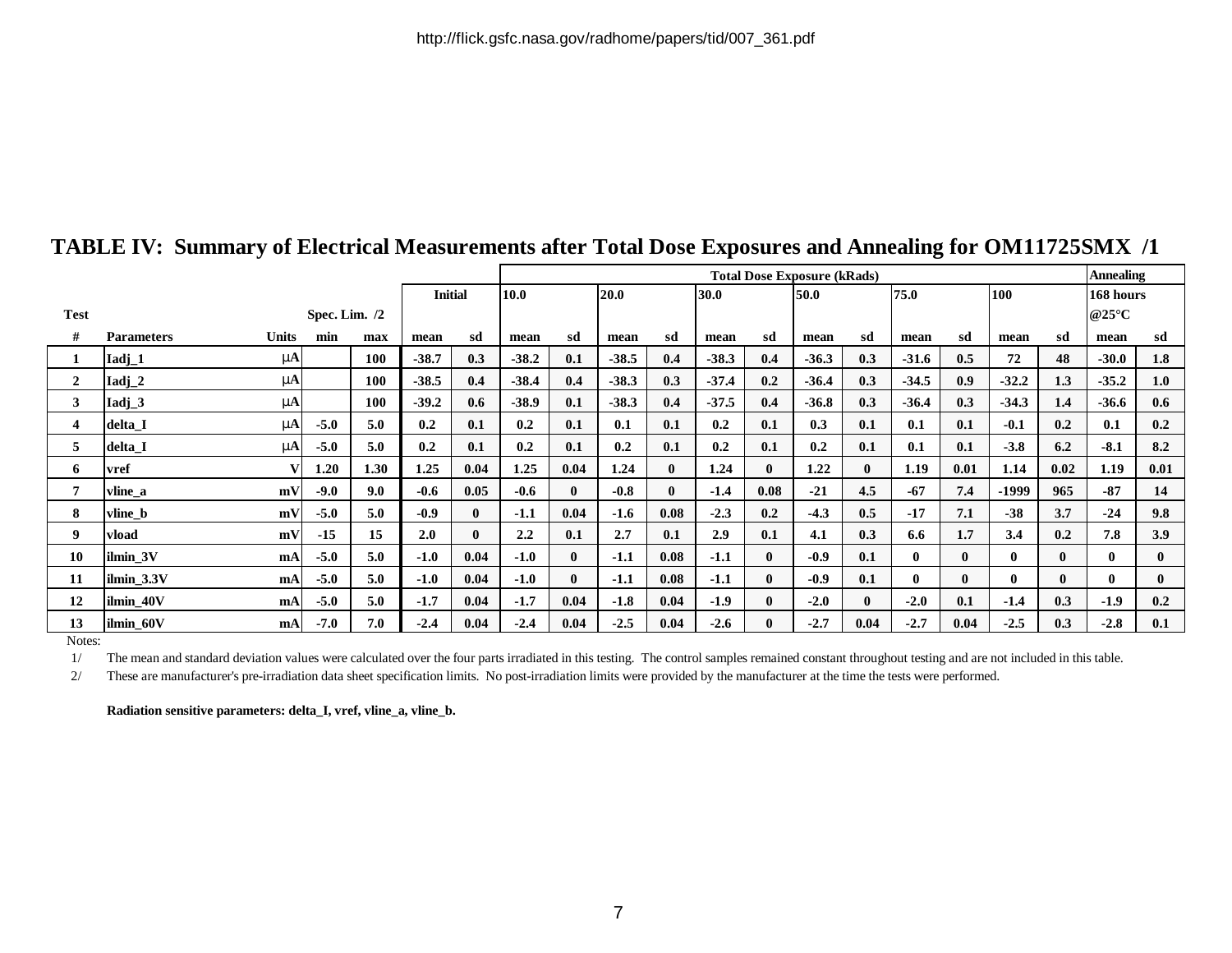http://flick.gsfc.nasa.gov/radhome/papers/tid/007_361.pdf

## TABLE IV: Summary of Electrical Measurements after Total Dose Exposures and Annealing for OM11725SMX /1

| | | | | | | | Total Dose Exposure (kRads) | | | | | | | | | | | | Annealing | |
|---|---|---|---|---|---|---|---|---|---|---|---|---|---|---|---|---|---|---|---|---|
| | | | | | Initial | | 10.0 | | 20.0 | | 30.0 | | 50.0 | | 75.0 | | 100 | | 168 hours @25°C | |
| Test # | Parameters | Units | Spec. Lim. /2 min | max | mean | sd | mean | sd | mean | sd | mean | sd | mean | sd | mean | sd | mean | sd | mean | sd |
| 1 | Iadj_1 | μA | | 100 | -38.7 | 0.3 | -38.2 | 0.1 | -38.5 | 0.4 | -38.3 | 0.4 | -36.3 | 0.3 | -31.6 | 0.5 | 72 | 48 | -30.0 | 1.8 |
| 2 | Iadj_2 | μA | | 100 | -38.5 | 0.4 | -38.4 | 0.4 | -38.3 | 0.3 | -37.4 | 0.2 | -36.4 | 0.3 | -34.5 | 0.9 | -32.2 | 1.3 | -35.2 | 1.0 |
| 3 | Iadj_3 | μA | | 100 | -39.2 | 0.6 | -38.9 | 0.1 | -38.3 | 0.4 | -37.5 | 0.4 | -36.8 | 0.3 | -36.4 | 0.3 | -34.3 | 1.4 | -36.6 | 0.6 |
| 4 | delta_I | μA | -5.0 | 5.0 | 0.2 | 0.1 | 0.2 | 0.1 | 0.1 | 0.1 | 0.2 | 0.1 | 0.3 | 0.1 | 0.1 | 0.1 | -0.1 | 0.2 | 0.1 | 0.2 |
| 5 | delta_I | μA | -5.0 | 5.0 | 0.2 | 0.1 | 0.2 | 0.1 | 0.2 | 0.1 | 0.2 | 0.1 | 0.2 | 0.1 | 0.1 | 0.1 | -3.8 | 6.2 | -8.1 | 8.2 |
| 6 | vref | V | 1.20 | 1.30 | 1.25 | 0.04 | 1.25 | 0.04 | 1.24 | 0 | 1.24 | 0 | 1.22 | 0 | 1.19 | 0.01 | 1.14 | 0.02 | 1.19 | 0.01 |
| 7 | vline_a | mV | -9.0 | 9.0 | -0.6 | 0.05 | -0.6 | 0 | -0.8 | 0 | -1.4 | 0.08 | -21 | 4.5 | -67 | 7.4 | -1999 | 965 | -87 | 14 |
| 8 | vline_b | mV | -5.0 | 5.0 | -0.9 | 0 | -1.1 | 0.04 | -1.6 | 0.08 | -2.3 | 0.2 | -4.3 | 0.5 | -17 | 7.1 | -38 | 3.7 | -24 | 9.8 |
| 9 | vload | mV | -15 | 15 | 2.0 | 0 | 2.2 | 0.1 | 2.7 | 0.1 | 2.9 | 0.1 | 4.1 | 0.3 | 6.6 | 1.7 | 3.4 | 0.2 | 7.8 | 3.9 |
| 10 | ilmin_3V | mA | -5.0 | 5.0 | -1.0 | 0.04 | -1.0 | 0 | -1.1 | 0.08 | -1.1 | 0 | -0.9 | 0.1 | 0 | 0 | 0 | 0 | 0 | 0 |
| 11 | ilmin_3.3V | mA | -5.0 | 5.0 | -1.0 | 0.04 | -1.0 | 0 | -1.1 | 0.08 | -1.1 | 0 | -0.9 | 0.1 | 0 | 0 | 0 | 0 | 0 | 0 |
| 12 | ilmin_40V | mA | -5.0 | 5.0 | -1.7 | 0.04 | -1.7 | 0.04 | -1.8 | 0.04 | -1.9 | 0 | -2.0 | 0 | -2.0 | 0.1 | -1.4 | 0.3 | -1.9 | 0.2 |
| 13 | ilmin_60V | mA | -7.0 | 7.0 | -2.4 | 0.04 | -2.4 | 0.04 | -2.5 | 0.04 | -2.6 | 0 | -2.7 | 0.04 | -2.7 | 0.04 | -2.5 | 0.3 | -2.8 | 0.1 |

Notes:

1/ The mean and standard deviation values were calculated over the four parts irradiated in this testing. The control samples remained constant throughout testing and are not included in this table.

2/ These are manufacturer's pre-irradiation data sheet specification limits. No post-irradiation limits were provided by the manufacturer at the time the tests were performed.

**Radiation sensitive parameters: delta_I, vref, vline_a, vline_b.**